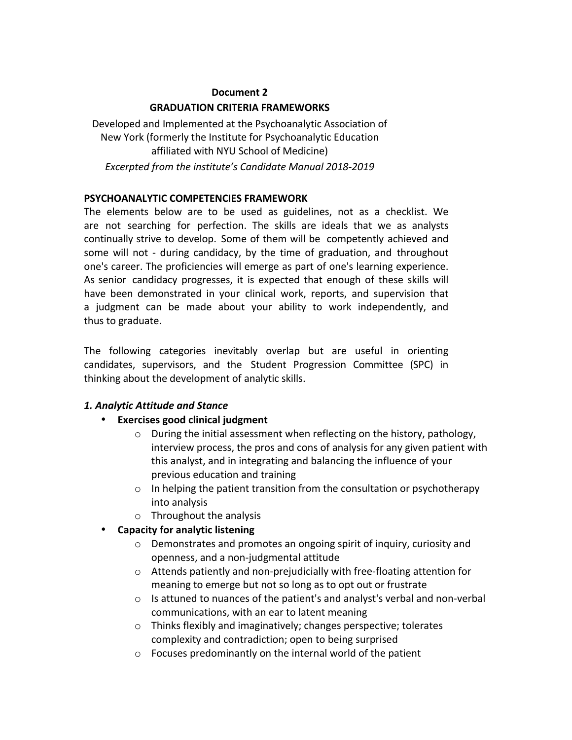**Document 2**

**GRADUATION CRITERIA FRAMEWORKS**

Developed and Implemented at the Psychoanalytic Association of New York (formerly the Institute for Psychoanalytic Education affiliated with NYU School of Medicine)

*Excerpted from the institute's Candidate Manual 2018-2019*

**PSYCHOANALYTIC COMPETENCIES FRAMEWORK**

The elements below are to be used as guidelines, not as a checklist. We are not searching for perfection. The skills are ideals that we as analysts continually strive to develop. Some of them will be competently achieved and some will not - during candidacy, by the time of graduation, and throughout one's career. The proficiencies will emerge as part of one's learning experience. As senior candidacy progresses, it is expected that enough of these skills will have been demonstrated in your clinical work, reports, and supervision that a judgment can be made about your ability to work independently, and thus to graduate.

The following categories inevitably overlap but are useful in orienting candidates, supervisors, and the Student Progression Committee (SPC) in thinking about the development of analytic skills.

***1. Analytic Attitude and Stance***

- **Exercises good clinical judgment**
    - During the initial assessment when reflecting on the history, pathology, interview process, the pros and cons of analysis for any given patient with this analyst, and in integrating and balancing the influence of your previous education and training
    - In helping the patient transition from the consultation or psychotherapy into analysis
    - Throughout the analysis
- **Capacity for analytic listening**
    - Demonstrates and promotes an ongoing spirit of inquiry, curiosity and openness, and a non-judgmental attitude
    - Attends patiently and non-prejudicially with free-floating attention for meaning to emerge but not so long as to opt out or frustrate
    - Is attuned to nuances of the patient's and analyst's verbal and non-verbal communications, with an ear to latent meaning
    - Thinks flexibly and imaginatively; changes perspective; tolerates complexity and contradiction; open to being surprised
    - Focuses predominantly on the internal world of the patient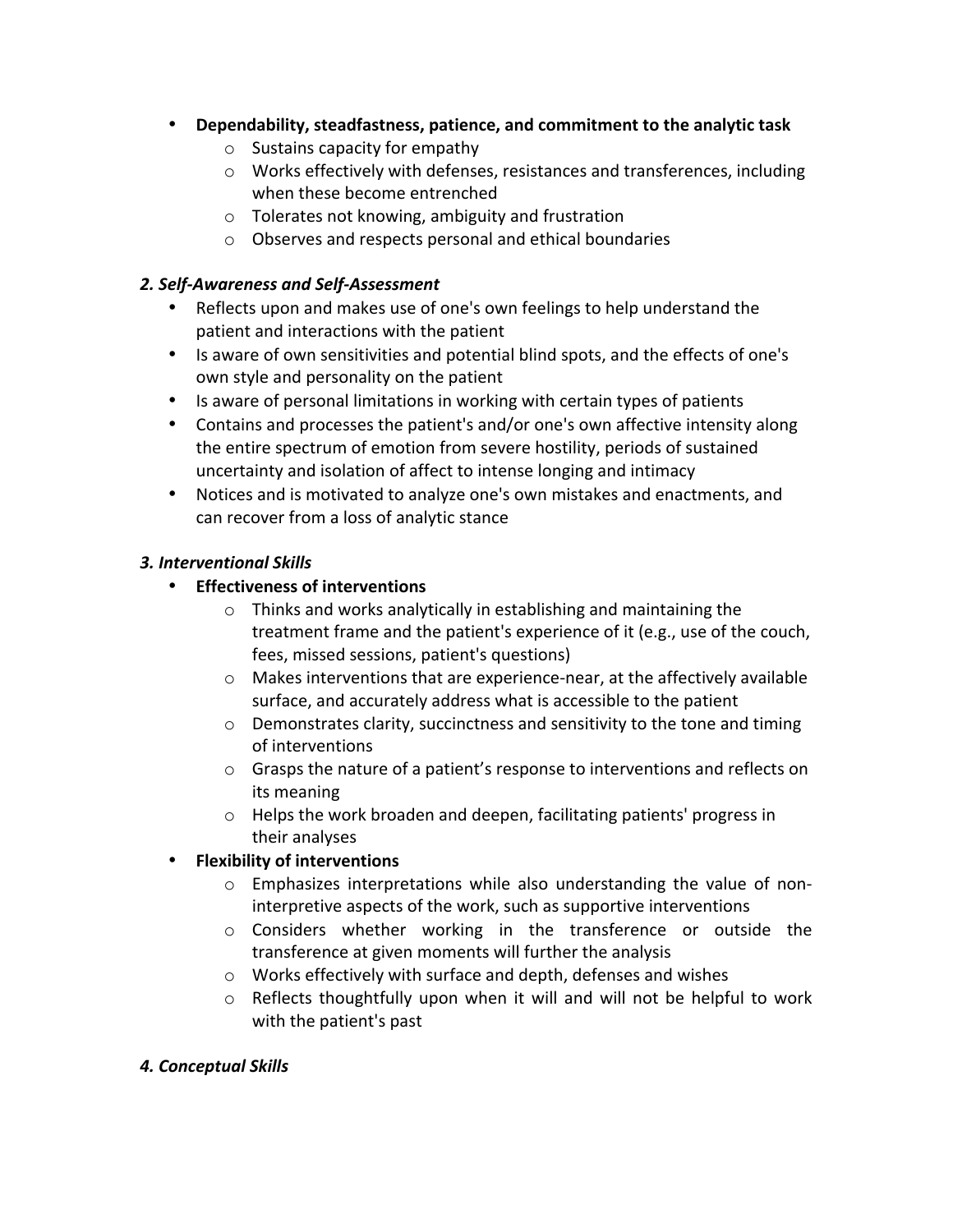- **Dependability, steadfastness, patience, and commitment to the analytic task**
    - Sustains capacity for empathy
    - Works effectively with defenses, resistances and transferences, including when these become entrenched
    - Tolerates not knowing, ambiguity and frustration
    - Observes and respects personal and ethical boundaries

### *2. Self-Awareness and Self-Assessment*

- Reflects upon and makes use of one's own feelings to help understand the patient and interactions with the patient
- Is aware of own sensitivities and potential blind spots, and the effects of one's own style and personality on the patient
- Is aware of personal limitations in working with certain types of patients
- Contains and processes the patient's and/or one's own affective intensity along the entire spectrum of emotion from severe hostility, periods of sustained uncertainty and isolation of affect to intense longing and intimacy
- Notices and is motivated to analyze one's own mistakes and enactments, and can recover from a loss of analytic stance

### *3. Interventional Skills*

- **Effectiveness of interventions**
    - Thinks and works analytically in establishing and maintaining the treatment frame and the patient's experience of it (e.g., use of the couch, fees, missed sessions, patient's questions)
    - Makes interventions that are experience-near, at the affectively available surface, and accurately address what is accessible to the patient
    - Demonstrates clarity, succinctness and sensitivity to the tone and timing of interventions
    - Grasps the nature of a patient's response to interventions and reflects on its meaning
    - Helps the work broaden and deepen, facilitating patients' progress in their analyses
- **Flexibility of interventions**
    - Emphasizes interpretations while also understanding the value of non-interpretive aspects of the work, such as supportive interventions
    - Considers whether working in the transference or outside the transference at given moments will further the analysis
    - Works effectively with surface and depth, defenses and wishes
    - Reflects thoughtfully upon when it will and will not be helpful to work with the patient's past

### *4. Conceptual Skills*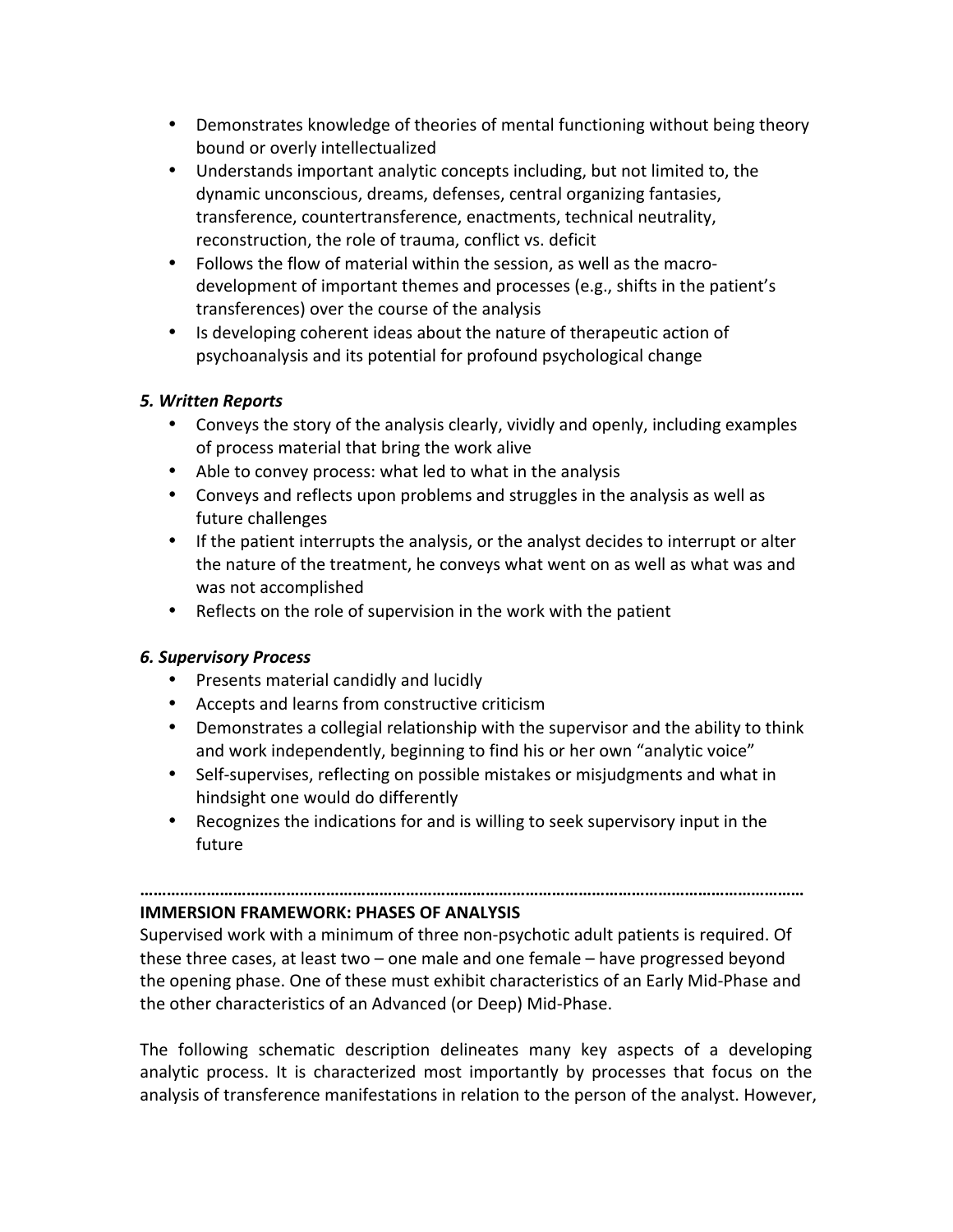- Demonstrates knowledge of theories of mental functioning without being theory bound or overly intellectualized
- Understands important analytic concepts including, but not limited to, the dynamic unconscious, dreams, defenses, central organizing fantasies, transference, countertransference, enactments, technical neutrality, reconstruction, the role of trauma, conflict vs. deficit
- Follows the flow of material within the session, as well as the macro-development of important themes and processes (e.g., shifts in the patient's transferences) over the course of the analysis
- Is developing coherent ideas about the nature of therapeutic action of psychoanalysis and its potential for profound psychological change

### *5. Written Reports*

- Conveys the story of the analysis clearly, vividly and openly, including examples of process material that bring the work alive
- Able to convey process: what led to what in the analysis
- Conveys and reflects upon problems and struggles in the analysis as well as future challenges
- If the patient interrupts the analysis, or the analyst decides to interrupt or alter the nature of the treatment, he conveys what went on as well as what was and was not accomplished
- Reflects on the role of supervision in the work with the patient

### *6. Supervisory Process*

- Presents material candidly and lucidly
- Accepts and learns from constructive criticism
- Demonstrates a collegial relationship with the supervisor and the ability to think and work independently, beginning to find his or her own "analytic voice"
- Self-supervises, reflecting on possible mistakes or misjudgments and what in hindsight one would do differently
- Recognizes the indications for and is willing to seek supervisory input in the future

…………………………………………………………………………………………………………………………………

## IMMERSION FRAMEWORK: PHASES OF ANALYSIS

Supervised work with a minimum of three non-psychotic adult patients is required. Of these three cases, at least two – one male and one female – have progressed beyond the opening phase. One of these must exhibit characteristics of an Early Mid-Phase and the other characteristics of an Advanced (or Deep) Mid-Phase.

The following schematic description delineates many key aspects of a developing analytic process. It is characterized most importantly by processes that focus on the analysis of transference manifestations in relation to the person of the analyst. However,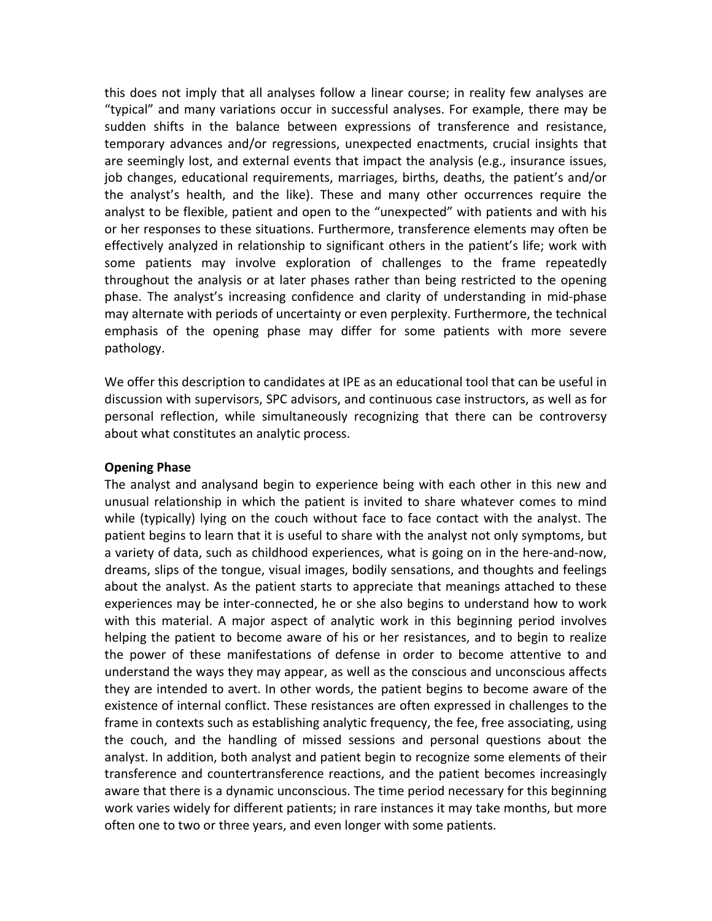this does not imply that all analyses follow a linear course; in reality few analyses are "typical" and many variations occur in successful analyses. For example, there may be sudden shifts in the balance between expressions of transference and resistance, temporary advances and/or regressions, unexpected enactments, crucial insights that are seemingly lost, and external events that impact the analysis (e.g., insurance issues, job changes, educational requirements, marriages, births, deaths, the patient's and/or the analyst's health, and the like). These and many other occurrences require the analyst to be flexible, patient and open to the "unexpected" with patients and with his or her responses to these situations. Furthermore, transference elements may often be effectively analyzed in relationship to significant others in the patient's life; work with some patients may involve exploration of challenges to the frame repeatedly throughout the analysis or at later phases rather than being restricted to the opening phase. The analyst's increasing confidence and clarity of understanding in mid-phase may alternate with periods of uncertainty or even perplexity. Furthermore, the technical emphasis of the opening phase may differ for some patients with more severe pathology.

We offer this description to candidates at IPE as an educational tool that can be useful in discussion with supervisors, SPC advisors, and continuous case instructors, as well as for personal reflection, while simultaneously recognizing that there can be controversy about what constitutes an analytic process.

**Opening Phase**

The analyst and analysand begin to experience being with each other in this new and unusual relationship in which the patient is invited to share whatever comes to mind while (typically) lying on the couch without face to face contact with the analyst. The patient begins to learn that it is useful to share with the analyst not only symptoms, but a variety of data, such as childhood experiences, what is going on in the here-and-now, dreams, slips of the tongue, visual images, bodily sensations, and thoughts and feelings about the analyst. As the patient starts to appreciate that meanings attached to these experiences may be inter-connected, he or she also begins to understand how to work with this material. A major aspect of analytic work in this beginning period involves helping the patient to become aware of his or her resistances, and to begin to realize the power of these manifestations of defense in order to become attentive to and understand the ways they may appear, as well as the conscious and unconscious affects they are intended to avert. In other words, the patient begins to become aware of the existence of internal conflict. These resistances are often expressed in challenges to the frame in contexts such as establishing analytic frequency, the fee, free associating, using the couch, and the handling of missed sessions and personal questions about the analyst. In addition, both analyst and patient begin to recognize some elements of their transference and countertransference reactions, and the patient becomes increasingly aware that there is a dynamic unconscious. The time period necessary for this beginning work varies widely for different patients; in rare instances it may take months, but more often one to two or three years, and even longer with some patients.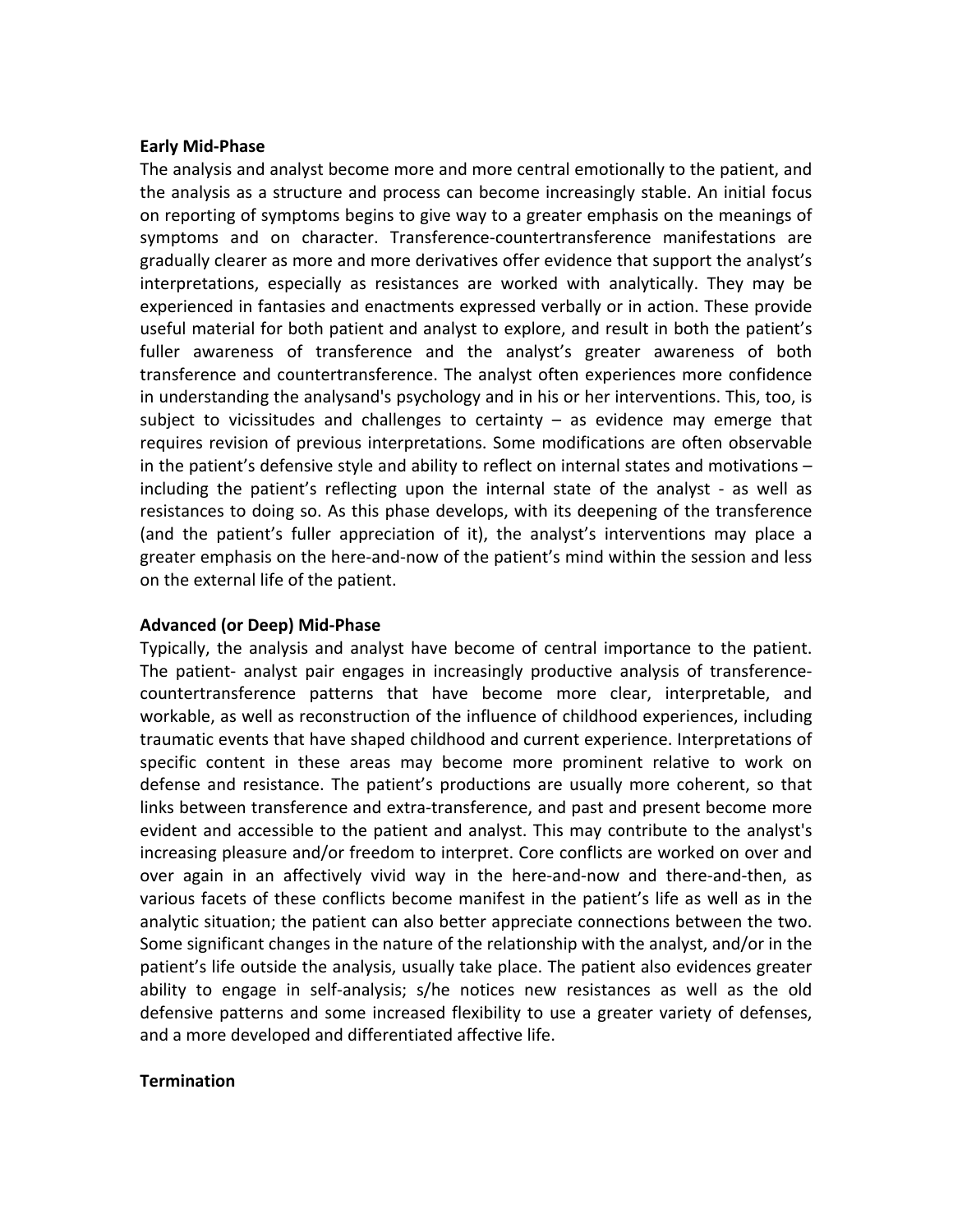**Early Mid-Phase**

The analysis and analyst become more and more central emotionally to the patient, and the analysis as a structure and process can become increasingly stable. An initial focus on reporting of symptoms begins to give way to a greater emphasis on the meanings of symptoms and on character. Transference-countertransference manifestations are gradually clearer as more and more derivatives offer evidence that support the analyst's interpretations, especially as resistances are worked with analytically. They may be experienced in fantasies and enactments expressed verbally or in action. These provide useful material for both patient and analyst to explore, and result in both the patient's fuller awareness of transference and the analyst's greater awareness of both transference and countertransference. The analyst often experiences more confidence in understanding the analysand's psychology and in his or her interventions. This, too, is subject to vicissitudes and challenges to certainty – as evidence may emerge that requires revision of previous interpretations. Some modifications are often observable in the patient's defensive style and ability to reflect on internal states and motivations – including the patient's reflecting upon the internal state of the analyst - as well as resistances to doing so. As this phase develops, with its deepening of the transference (and the patient's fuller appreciation of it), the analyst's interventions may place a greater emphasis on the here-and-now of the patient's mind within the session and less on the external life of the patient.

**Advanced (or Deep) Mid-Phase**

Typically, the analysis and analyst have become of central importance to the patient. The patient- analyst pair engages in increasingly productive analysis of transference-countertransference patterns that have become more clear, interpretable, and workable, as well as reconstruction of the influence of childhood experiences, including traumatic events that have shaped childhood and current experience. Interpretations of specific content in these areas may become more prominent relative to work on defense and resistance. The patient's productions are usually more coherent, so that links between transference and extra-transference, and past and present become more evident and accessible to the patient and analyst. This may contribute to the analyst's increasing pleasure and/or freedom to interpret. Core conflicts are worked on over and over again in an affectively vivid way in the here-and-now and there-and-then, as various facets of these conflicts become manifest in the patient's life as well as in the analytic situation; the patient can also better appreciate connections between the two. Some significant changes in the nature of the relationship with the analyst, and/or in the patient's life outside the analysis, usually take place. The patient also evidences greater ability to engage in self-analysis; s/he notices new resistances as well as the old defensive patterns and some increased flexibility to use a greater variety of defenses, and a more developed and differentiated affective life.

**Termination**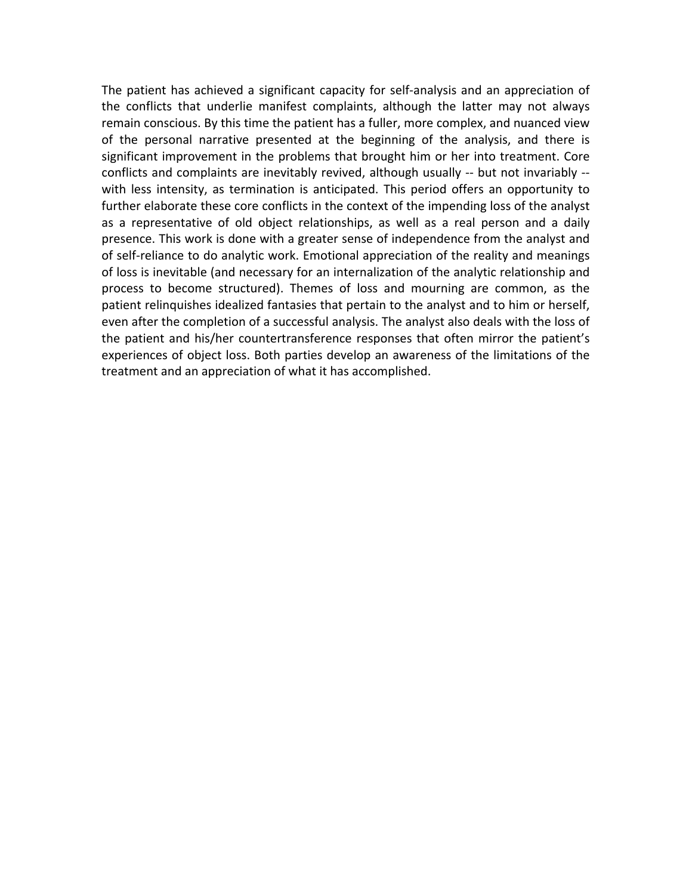The patient has achieved a significant capacity for self-analysis and an appreciation of the conflicts that underlie manifest complaints, although the latter may not always remain conscious. By this time the patient has a fuller, more complex, and nuanced view of the personal narrative presented at the beginning of the analysis, and there is significant improvement in the problems that brought him or her into treatment. Core conflicts and complaints are inevitably revived, although usually -- but not invariably -- with less intensity, as termination is anticipated. This period offers an opportunity to further elaborate these core conflicts in the context of the impending loss of the analyst as a representative of old object relationships, as well as a real person and a daily presence. This work is done with a greater sense of independence from the analyst and of self-reliance to do analytic work. Emotional appreciation of the reality and meanings of loss is inevitable (and necessary for an internalization of the analytic relationship and process to become structured). Themes of loss and mourning are common, as the patient relinquishes idealized fantasies that pertain to the analyst and to him or herself, even after the completion of a successful analysis. The analyst also deals with the loss of the patient and his/her countertransference responses that often mirror the patient's experiences of object loss. Both parties develop an awareness of the limitations of the treatment and an appreciation of what it has accomplished.